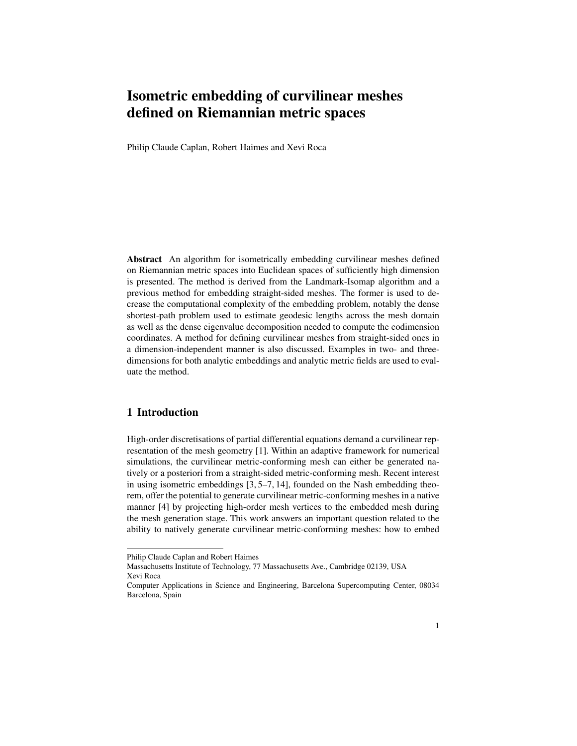# Isometric embedding of curvilinear meshes defined on Riemannian metric spaces

Philip Claude Caplan, Robert Haimes and Xevi Roca

**Abstract** An algorithm for isometrically embedding curvilinear meshes defined on Riemannian metric spaces into Euclidean spaces of sufficiently high dimension is presented. The method is derived from the Landmark-Isomap algorithm and a previous method for embedding straight-sided meshes. The former is used to decrease the computational complexity of the embedding problem, notably the dense shortest-path problem used to estimate geodesic lengths across the mesh domain as well as the dense eigenvalue decomposition needed to compute the codimension coordinates. A method for defining curvilinear meshes from straight-sided ones in a dimension-independent manner is also discussed. Examples in two- and three-dimensions for both analytic embeddings and analytic metric fields are used to evaluate the method.

## 1 Introduction

High-order discretisations of partial differential equations demand a curvilinear representation of the mesh geometry [1]. Within an adaptive framework for numerical simulations, the curvilinear metric-conforming mesh can either be generated natively or a posteriori from a straight-sided metric-conforming mesh. Recent interest in using isometric embeddings [3, 5–7, 14], founded on the Nash embedding theorem, offer the potential to generate curvilinear metric-conforming meshes in a native manner [4] by projecting high-order mesh vertices to the embedded mesh during the mesh generation stage. This work answers an important question related to the ability to natively generate curvilinear metric-conforming meshes: how to embed

---

Philip Claude Caplan and Robert Haimes
Massachusetts Institute of Technology, 77 Massachusetts Ave., Cambridge 02139, USA
Xevi Roca
Computer Applications in Science and Engineering, Barcelona Supercomputing Center, 08034 Barcelona, Spain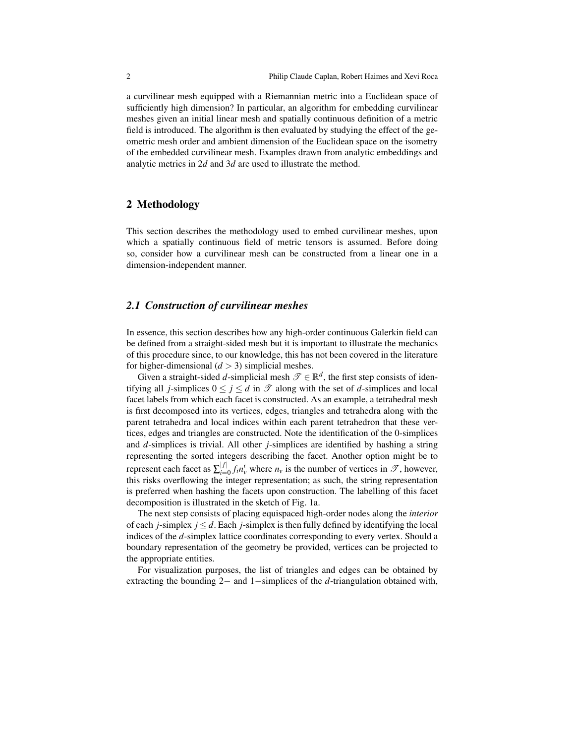a curvilinear mesh equipped with a Riemannian metric into a Euclidean space of sufficiently high dimension? In particular, an algorithm for embedding curvilinear meshes given an initial linear mesh and spatially continuous definition of a metric field is introduced. The algorithm is then evaluated by studying the effect of the geometric mesh order and ambient dimension of the Euclidean space on the isometry of the embedded curvilinear mesh. Examples drawn from analytic embeddings and analytic metrics in $2d$ and $3d$ are used to illustrate the method.

## 2 Methodology

This section describes the methodology used to embed curvilinear meshes, upon which a spatially continuous field of metric tensors is assumed. Before doing so, consider how a curvilinear mesh can be constructed from a linear one in a dimension-independent manner.

### *2.1 Construction of curvilinear meshes*

In essence, this section describes how any high-order continuous Galerkin field can be defined from a straight-sided mesh but it is important to illustrate the mechanics of this procedure since, to our knowledge, this has not been covered in the literature for higher-dimensional ($d > 3$) simplicial meshes.

Given a straight-sided $d$-simplicial mesh $\mathscr{T} \in \mathbb{R}^d$, the first step consists of identifying all $j$-simplices $0 \leq j \leq d$ in $\mathscr{T}$ along with the set of $d$-simplices and local facet labels from which each facet is constructed. As an example, a tetrahedral mesh is first decomposed into its vertices, edges, triangles and tetrahedra along with the parent tetrahedra and local indices within each parent tetrahedron that these vertices, edges and triangles are constructed. Note the identification of the 0-simplices and $d$-simplices is trivial. All other $j$-simplices are identified by hashing a string representing the sorted integers describing the facet. Another option might be to represent each facet as $\sum_{i=0}^{|f|} f_i n_v^i$ where $n_v$ is the number of vertices in $\mathscr{T}$, however, this risks overflowing the integer representation; as such, the string representation is preferred when hashing the facets upon construction. The labelling of this facet decomposition is illustrated in the sketch of Fig. 1a.

The next step consists of placing equispaced high-order nodes along the *interior* of each $j$-simplex $j \leq d$. Each $j$-simplex is then fully defined by identifying the local indices of the $d$-simplex lattice coordinates corresponding to every vertex. Should a boundary representation of the geometry be provided, vertices can be projected to the appropriate entities.

For visualization purposes, the list of triangles and edges can be obtained by extracting the bounding $2-$ and $1-$simplices of the $d$-triangulation obtained with,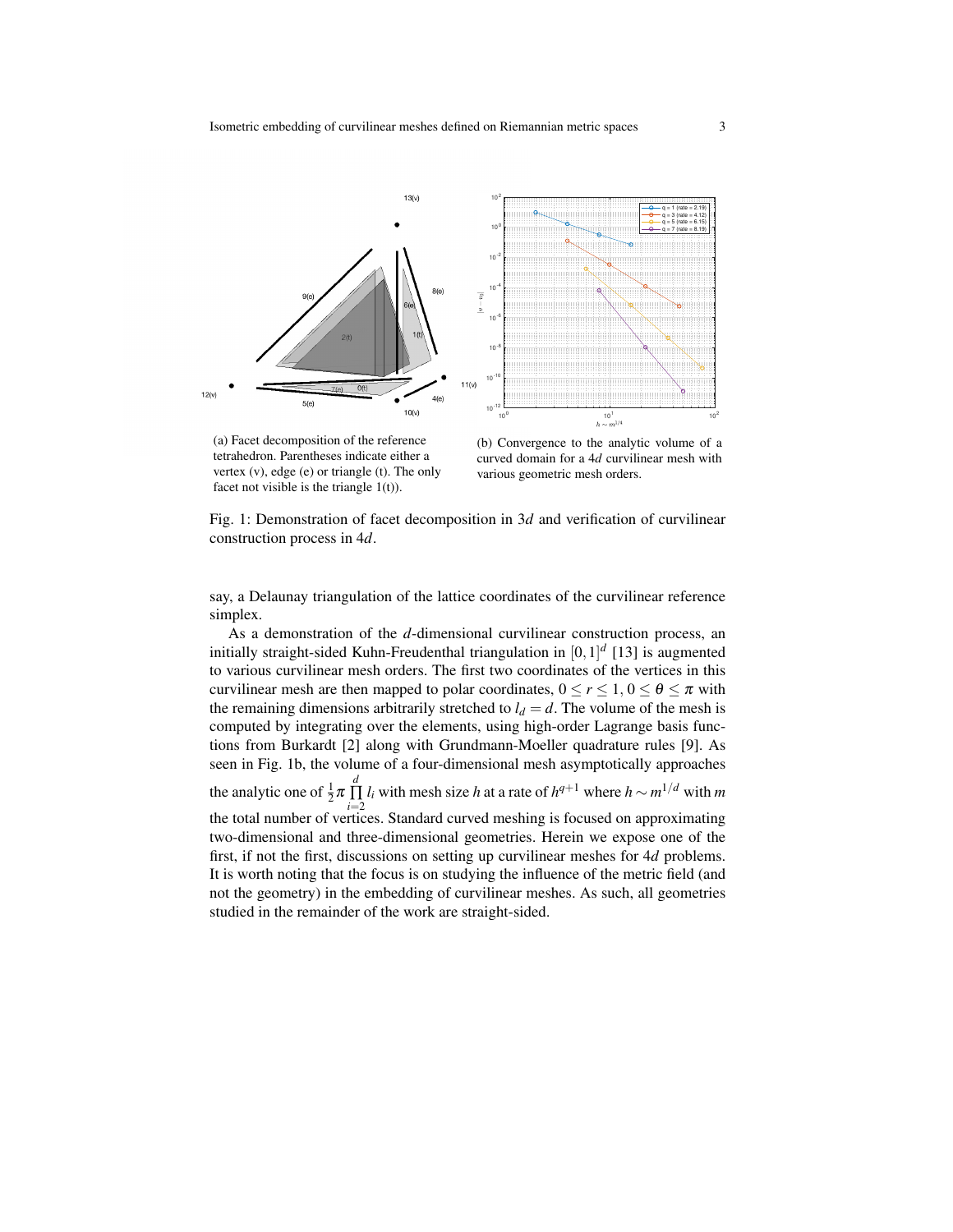13(v)

9(e)

8(e)

6(e)

2(t)

1(t)

12(v)

11(v)

7(e)

0(t)

5(e)

4(e)

10(v)

(a) Facet decomposition of the reference tetrahedron. Parentheses indicate either a vertex (v), edge (e) or triangle (t). The only facet not visible is the triangle 1(t)).

$10^{2}$
$10^{0}$
$10^{-2}$
$10^{-4}$
$10^{-6}$
$10^{-8}$
$10^{-10}$
$10^{-12}$

$|v - v_0|$

$10^{0}$
$10^{1}$
$10^{2}$

$h \sim m^{1/4}$

q = 1 (rate = 2.19)
q = 3 (rate = 4.12)
q = 5 (rate = 6.15)
q = 7 (rate = 8.19)

(b) Convergence to the analytic volume of a curved domain for a 4*d* curvilinear mesh with various geometric mesh orders.

Fig. 1: Demonstration of facet decomposition in 3*d* and verification of curvilinear construction process in 4*d*.

say, a Delaunay triangulation of the lattice coordinates of the curvilinear reference simplex.

As a demonstration of the *d*-dimensional curvilinear construction process, an initially straight-sided Kuhn-Freudenthal triangulation in $[0,1]^d$ [13] is augmented to various curvilinear mesh orders. The first two coordinates of the vertices in this curvilinear mesh are then mapped to polar coordinates, $0 \leq r \leq 1, 0 \leq \theta \leq \pi$ with the remaining dimensions arbitrarily stretched to $l_d = d$. The volume of the mesh is computed by integrating over the elements, using high-order Lagrange basis functions from Burkardt [2] along with Grundmann-Moeller quadrature rules [9]. As seen in Fig. 1b, the volume of a four-dimensional mesh asymptotically approaches the analytic one of $\frac{1}{2}\pi \prod_{i=2}^{d} l_i$ with mesh size $h$ at a rate of $h^{q+1}$ where $h \sim m^{1/d}$ with $m$ the total number of vertices. Standard curved meshing is focused on approximating two-dimensional and three-dimensional geometries. Herein we expose one of the first, if not the first, discussions on setting up curvilinear meshes for 4*d* problems. It is worth noting that the focus is on studying the influence of the metric field (and not the geometry) in the embedding of curvilinear meshes. As such, all geometries studied in the remainder of the work are straight-sided.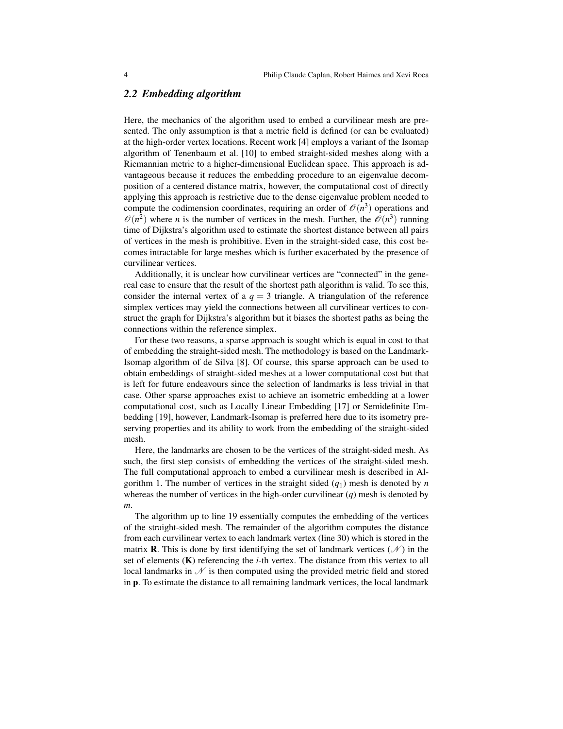## 2.2 Embedding algorithm

Here, the mechanics of the algorithm used to embed a curvilinear mesh are presented. The only assumption is that a metric field is defined (or can be evaluated) at the high-order vertex locations. Recent work [4] employs a variant of the Isomap algorithm of Tenenbaum et al. [10] to embed straight-sided meshes along with a Riemannian metric to a higher-dimensional Euclidean space. This approach is advantageous because it reduces the embedding procedure to an eigenvalue decomposition of a centered distance matrix, however, the computational cost of directly applying this approach is restrictive due to the dense eigenvalue problem needed to compute the codimension coordinates, requiring an order of $\mathscr{O}(n^3)$ operations and $\mathscr{O}(n^2)$ where $n$ is the number of vertices in the mesh. Further, the $\mathscr{O}(n^3)$ running time of Dijkstra's algorithm used to estimate the shortest distance between all pairs of vertices in the mesh is prohibitive. Even in the straight-sided case, this cost becomes intractable for large meshes which is further exacerbated by the presence of curvilinear vertices.

Additionally, it is unclear how curvilinear vertices are "connected" in the generaal case to ensure that the result of the shortest path algorithm is valid. To see this, consider the internal vertex of a $q = 3$ triangle. A triangulation of the reference simplex vertices may yield the connections between all curvilinear vertices to construct the graph for Dijkstra's algorithm but it biases the shortest paths as being the connections within the reference simplex.

For these two reasons, a sparse approach is sought which is equal in cost to that of embedding the straight-sided mesh. The methodology is based on the Landmark-Isomap algorithm of de Silva [8]. Of course, this sparse approach can be used to obtain embeddings of straight-sided meshes at a lower computational cost but that is left for future endeavours since the selection of landmarks is less trivial in that case. Other sparse approaches exist to achieve an isometric embedding at a lower computational cost, such as Locally Linear Embedding [17] or Semidefinite Embedding [19], however, Landmark-Isomap is preferred here due to its isometry preserving properties and its ability to work from the embedding of the straight-sided mesh.

Here, the landmarks are chosen to be the vertices of the straight-sided mesh. As such, the first step consists of embedding the vertices of the straight-sided mesh. The full computational approach to embed a curvilinear mesh is described in Algorithm 1. The number of vertices in the straight sided ($q_1$) mesh is denoted by $n$ whereas the number of vertices in the high-order curvilinear ($q$) mesh is denoted by $m$.

The algorithm up to line 19 essentially computes the embedding of the vertices of the straight-sided mesh. The remainder of the algorithm computes the distance from each curvilinear vertex to each landmark vertex (line 30) which is stored in the matrix $\mathbf{R}$. This is done by first identifying the set of landmark vertices ($\mathscr{N}$) in the set of elements ($\mathbf{K}$) referencing the $i$-th vertex. The distance from this vertex to all local landmarks in $\mathscr{N}$ is then computed using the provided metric field and stored in $\mathbf{p}$. To estimate the distance to all remaining landmark vertices, the local landmark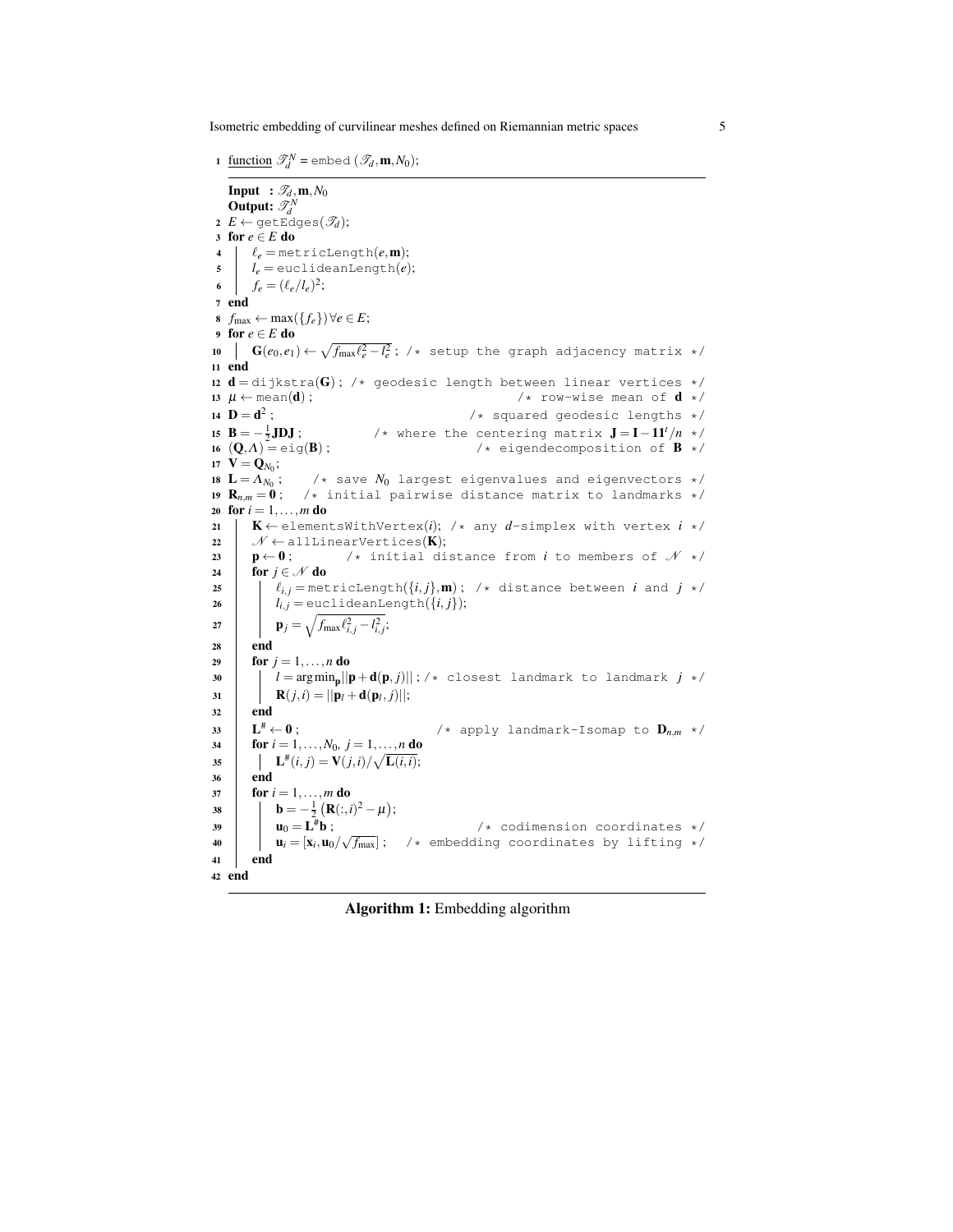```
1  function 𝒯_d^N = embed (𝒯_d, m, N_0);
   Input  : 𝒯_d, m, N_0
   Output: 𝒯_d^N
2  E ← getEdges(𝒯_d);
3  for e ∈ E do
4  |   ℓ_e = metricLength(e, m);
5  |   l_e = euclideanLength(e);
6  |   f_e = (ℓ_e / l_e)^2;
7  end
8  f_max ← max({f_e}) ∀e ∈ E;
9  for e ∈ E do
10 |   G(e_0, e_1) ← sqrt(f_max ℓ_e^2 − l_e^2) ; /* setup the graph adjacency matrix */
11 end
12 d = dijkstra(G) ; /* geodesic length between linear vertices */
13 μ ← mean(d) ;                                  /* row-wise mean of d */
14 D = d^2 ;                                   /* squared geodesic lengths */
15 B = −(1/2) JDJ ;            /* where the centering matrix J = I − 11^t/n */
16 (Q, Λ) = eig(B) ;                           /* eigendecomposition of B */
17 V = Q_{N_0} ;
18 L = Λ_{N_0} ;     /* save N_0 largest eigenvalues and eigenvectors */
19 R_{n,m} = 0 ;   /* initial pairwise distance matrix to landmarks */
20 for i = 1, ..., m do
21 |   K ← elementsWithVertex(i); /* any d-simplex with vertex i */
22 |   𝒩 ← allLinearVertices(K);
23 |   p ← 0 ;         /* initial distance from i to members of 𝒩 */
24 |   for j ∈ 𝒩 do
25 |   |   ℓ_{i,j} = metricLength({i, j}, m) ; /* distance between i and j */
26 |   |   l_{i,j} = euclideanLength({i, j});
27 |   |   p_j = sqrt(f_max ℓ_{i,j}^2 − l_{i,j}^2);
28 |   end
29 |   for j = 1, ..., n do
30 |   |   l = argmin_p ||p + d(p, j)|| ; /* closest landmark to landmark j */
31 |   |   R(j, i) = ||p_l + d(p_l, j)||;
32 |   end
33 |   L^# ← 0 ;                           /* apply landmark-Isomap to D_{n,m} */
34 |   for i = 1, ..., N_0, j = 1, ..., n do
35 |   |   L^#(i, j) = V(j, i) / sqrt(L(i, i));
36 |   end
37 |   for i = 1, ..., m do
38 |   |   b = −(1/2) (R(:, i)^2 − μ);
39 |   |   u_0 = L^# b ;                         /* codimension coordinates */
40 |   |   u_i = [x_i, u_0 / sqrt(f_max)] ;   /* embedding coordinates by lifting */
41 |   end
42 end
```

**Algorithm 1:** Embedding algorithm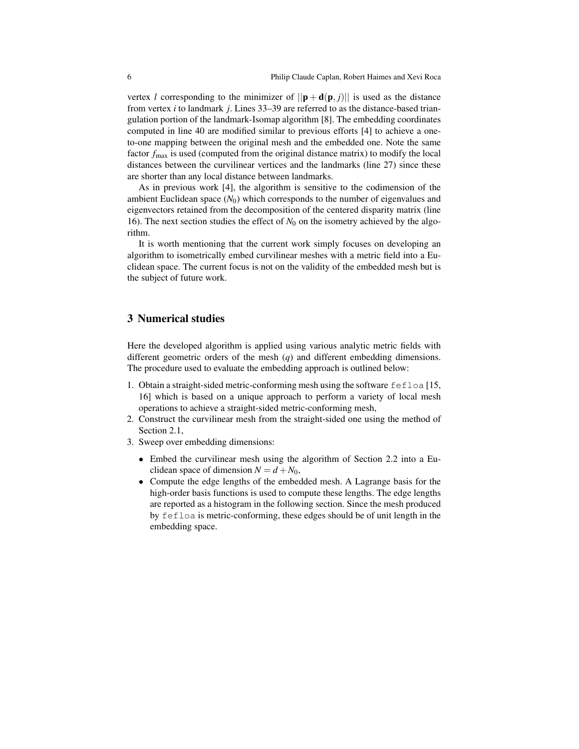vertex $l$ corresponding to the minimizer of $||\mathbf{p}+\mathbf{d}(\mathbf{p},j)||$ is used as the distance from vertex $i$ to landmark $j$. Lines 33–39 are referred to as the distance-based triangulation portion of the landmark-Isomap algorithm [8]. The embedding coordinates computed in line 40 are modified similar to previous efforts [4] to achieve a one-to-one mapping between the original mesh and the embedded one. Note the same factor $f_{\max}$ is used (computed from the original distance matrix) to modify the local distances between the curvilinear vertices and the landmarks (line 27) since these are shorter than any local distance between landmarks.

As in previous work [4], the algorithm is sensitive to the codimension of the ambient Euclidean space ($N_0$) which corresponds to the number of eigenvalues and eigenvectors retained from the decomposition of the centered disparity matrix (line 16). The next section studies the effect of $N_0$ on the isometry achieved by the algorithm.

It is worth mentioning that the current work simply focuses on developing an algorithm to isometrically embed curvilinear meshes with a metric field into a Euclidean space. The current focus is not on the validity of the embedded mesh but is the subject of future work.

## 3 Numerical studies

Here the developed algorithm is applied using various analytic metric fields with different geometric orders of the mesh ($q$) and different embedding dimensions. The procedure used to evaluate the embedding approach is outlined below:

1. Obtain a straight-sided metric-conforming mesh using the software `fefloa` [15, 16] which is based on a unique approach to perform a variety of local mesh operations to achieve a straight-sided metric-conforming mesh,
2. Construct the curvilinear mesh from the straight-sided one using the method of Section 2.1,
3. Sweep over embedding dimensions:
   - Embed the curvilinear mesh using the algorithm of Section 2.2 into a Euclidean space of dimension $N = d + N_0$,
   - Compute the edge lengths of the embedded mesh. A Lagrange basis for the high-order basis functions is used to compute these lengths. The edge lengths are reported as a histogram in the following section. Since the mesh produced by `fefloa` is metric-conforming, these edges should be of unit length in the embedding space.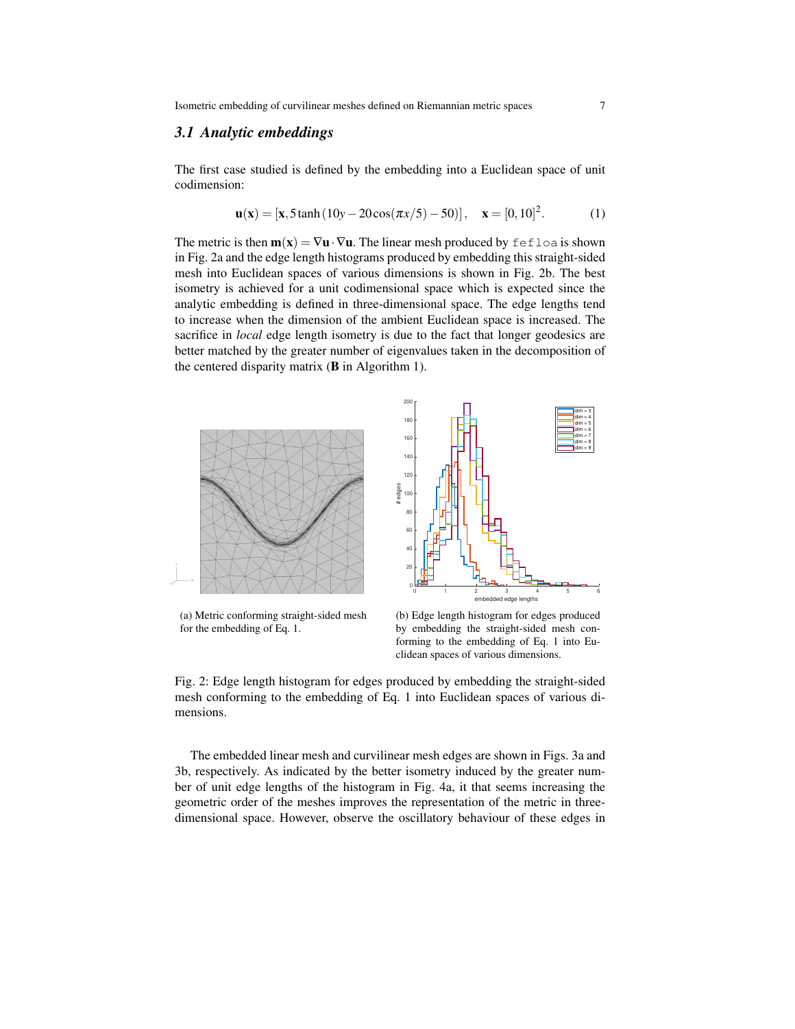### 3.1 Analytic embeddings

The first case studied is defined by the embedding into a Euclidean space of unit codimension:

$$\mathbf{u}(\mathbf{x}) = [\mathbf{x}, 5\tanh(10y - 20\cos(\pi x/5) - 50)], \quad \mathbf{x} = [0,10]^2. \tag{1}$$

The metric is then $\mathbf{m}(\mathbf{x}) = \nabla\mathbf{u} \cdot \nabla\mathbf{u}$. The linear mesh produced by `fefloa` is shown in Fig. 2a and the edge length histograms produced by embedding this straight-sided mesh into Euclidean spaces of various dimensions is shown in Fig. 2b. The best isometry is achieved for a unit codimensional space which is expected since the analytic embedding is defined in three-dimensional space. The edge lengths tend to increase when the dimension of the ambient Euclidean space is increased. The sacrifice in *local* edge length isometry is due to the fact that longer geodesics are better matched by the greater number of eigenvalues taken in the decomposition of the centered disparity matrix (**B** in Algorithm 1).

(a) Metric conforming straight-sided mesh for the embedding of Eq. 1.

200
180
160
140
120
100
80
60
40
20
0
# edges
0 1 2 3 4 5 6
embedded edge lengths
dim = 3
dim = 4
dim = 5
dim = 6
dim = 7
dim = 8
dim = 9

(b) Edge length histogram for edges produced by embedding the straight-sided mesh conforming to the embedding of Eq. 1 into Euclidean spaces of various dimensions.

Fig. 2: Edge length histogram for edges produced by embedding the straight-sided mesh conforming to the embedding of Eq. 1 into Euclidean spaces of various dimensions.

The embedded linear mesh and curvilinear mesh edges are shown in Figs. 3a and 3b, respectively. As indicated by the better isometry induced by the greater number of unit edge lengths of the histogram in Fig. 4a, it that seems increasing the geometric order of the meshes improves the representation of the metric in three-dimensional space. However, observe the oscillatory behaviour of these edges in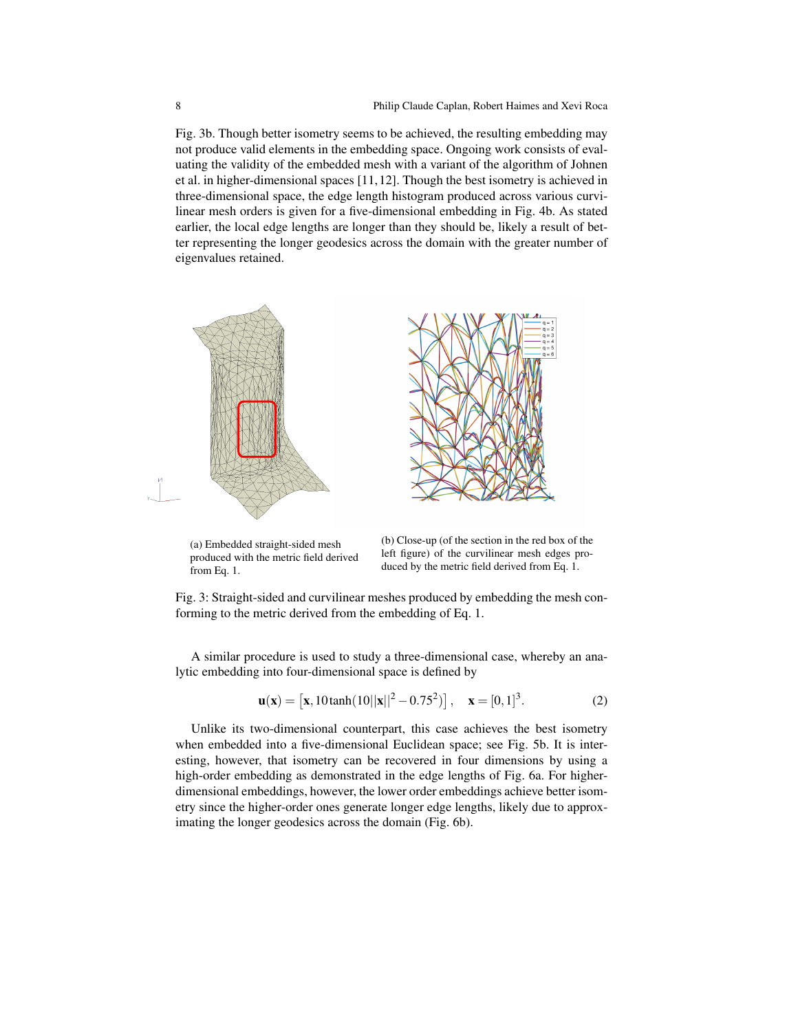Fig. 3b. Though better isometry seems to be achieved, the resulting embedding may not produce valid elements in the embedding space. Ongoing work consists of evaluating the validity of the embedded mesh with a variant of the algorithm of Johnen et al. in higher-dimensional spaces [11, 12]. Though the best isometry is achieved in three-dimensional space, the edge length histogram produced across various curvilinear mesh orders is given for a five-dimensional embedding in Fig. 4b. As stated earlier, the local edge lengths are longer than they should be, likely a result of better representing the longer geodesics across the domain with the greater number of eigenvalues retained.

q = 1
q = 2
q = 3
q = 4
q = 5
q = 6

(a) Embedded straight-sided mesh produced with the metric field derived from Eq. 1.

(b) Close-up (of the section in the red box of the left figure) of the curvilinear mesh edges produced by the metric field derived from Eq. 1.

Fig. 3: Straight-sided and curvilinear meshes produced by embedding the mesh conforming to the metric derived from the embedding of Eq. 1.

A similar procedure is used to study a three-dimensional case, whereby an analytic embedding into four-dimensional space is defined by

$$\mathbf{u}(\mathbf{x}) = \left[\mathbf{x}, 10\tanh(10||\mathbf{x}||^2 - 0.75^2)\right], \quad \mathbf{x} = [0,1]^3. \tag{2}$$

Unlike its two-dimensional counterpart, this case achieves the best isometry when embedded into a five-dimensional Euclidean space; see Fig. 5b. It is interesting, however, that isometry can be recovered in four dimensions by using a high-order embedding as demonstrated in the edge lengths of Fig. 6a. For higher-dimensional embeddings, however, the lower order embeddings achieve better isometry since the higher-order ones generate longer edge lengths, likely due to approximating the longer geodesics across the domain (Fig. 6b).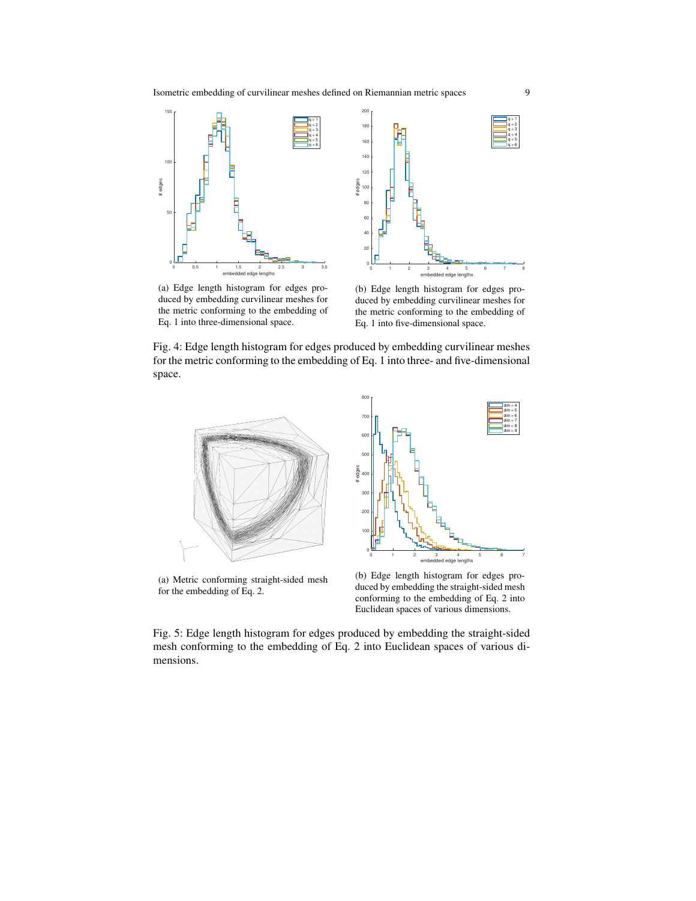150

100

50

0

0 0.5 1 1.5 2 2.5 3 3.5

\# edges

embedded edge lengths

q = 1
q = 2
q = 3
q = 4
q = 5
q = 6

(a) Edge length histogram for edges produced by embedding curvilinear meshes for the metric conforming to the embedding of Eq. 1 into three-dimensional space.

200
180
160
140
120
100
80
60
40
20
0

0 1 2 3 4 5 6 7 8

\# edges

embedded edge lengths

q = 1
q = 2
q = 3
q = 4
q = 5
q = 6

(b) Edge length histogram for edges produced by embedding curvilinear meshes for the metric conforming to the embedding of Eq. 1 into five-dimensional space.

Fig. 4: Edge length histogram for edges produced by embedding curvilinear meshes for the metric conforming to the embedding of Eq. 1 into three- and five-dimensional space.

(a) Metric conforming straight-sided mesh for the embedding of Eq. 2.

800
700
600
500
400
300
200
100
0

0 1 2 3 4 5 6 7

\# edges

embedded edge lengths

dim = 4
dim = 5
dim = 6
dim = 7
dim = 8
dim = 9

(b) Edge length histogram for edges produced by embedding the straight-sided mesh conforming to the embedding of Eq. 2 into Euclidean spaces of various dimensions.

Fig. 5: Edge length histogram for edges produced by embedding the straight-sided mesh conforming to the embedding of Eq. 2 into Euclidean spaces of various dimensions.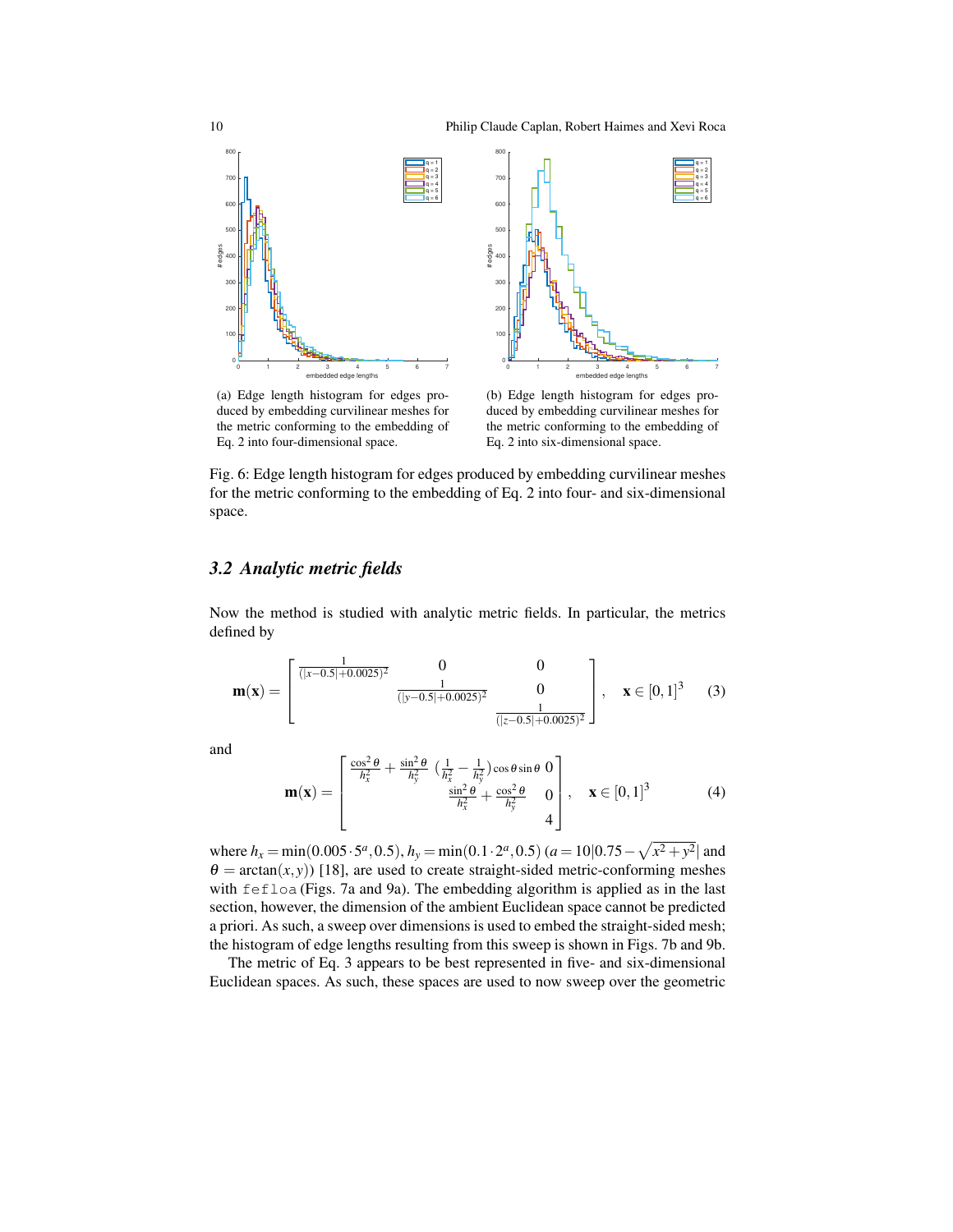800
700
600
500
400
300
200
100
0
0 1 2 3 4 5 6 7
embedded edge lengths
#edges
q = 1
q = 2
q = 3
q = 4
q = 5
q = 6

(a) Edge length histogram for edges produced by embedding curvilinear meshes for the metric conforming to the embedding of Eq. 2 into four-dimensional space.

800
700
600
500
400
300
200
100
0
0 1 2 3 4 5 6 7
embedded edge lengths
#edges
q = 1
q = 2
q = 3
q = 4
q = 5
q = 6

(b) Edge length histogram for edges produced by embedding curvilinear meshes for the metric conforming to the embedding of Eq. 2 into six-dimensional space.

Fig. 6: Edge length histogram for edges produced by embedding curvilinear meshes for the metric conforming to the embedding of Eq. 2 into four- and six-dimensional space.

### 3.2 Analytic metric fields

Now the method is studied with analytic metric fields. In particular, the metrics defined by

$$\mathbf{m}(\mathbf{x}) = \begin{bmatrix} \frac{1}{(|x-0.5|+0.0025)^2} & 0 & 0 \\ & \frac{1}{(|y-0.5|+0.0025)^2} & 0 \\ & & \frac{1}{(|z-0.5|+0.0025)^2} \end{bmatrix}, \quad \mathbf{x} \in [0,1]^3 \tag{3}$$

and

$$\mathbf{m}(\mathbf{x}) = \begin{bmatrix} \frac{\cos^2\theta}{h_x^2} + \frac{\sin^2\theta}{h_y^2} & \left(\frac{1}{h_x^2} - \frac{1}{h_y^2}\right)\cos\theta\sin\theta & 0 \\ & \frac{\sin^2\theta}{h_x^2} + \frac{\cos^2\theta}{h_y^2} & 0 \\ & & 4 \end{bmatrix}, \quad \mathbf{x} \in [0,1]^3 \tag{4}$$

where $h_x = \min(0.005 \cdot 5^a, 0.5)$, $h_y = \min(0.1 \cdot 2^a, 0.5)$ ($a = 10|0.75 - \sqrt{x^2+y^2}|$ and $\theta = \arctan(x,y)$) [18], are used to create straight-sided metric-conforming meshes with `fefloa` (Figs. 7a and 9a). The embedding algorithm is applied as in the last section, however, the dimension of the ambient Euclidean space cannot be predicted a priori. As such, a sweep over dimensions is used to embed the straight-sided mesh; the histogram of edge lengths resulting from this sweep is shown in Figs. 7b and 9b.

The metric of Eq. 3 appears to be best represented in five- and six-dimensional Euclidean spaces. As such, these spaces are used to now sweep over the geometric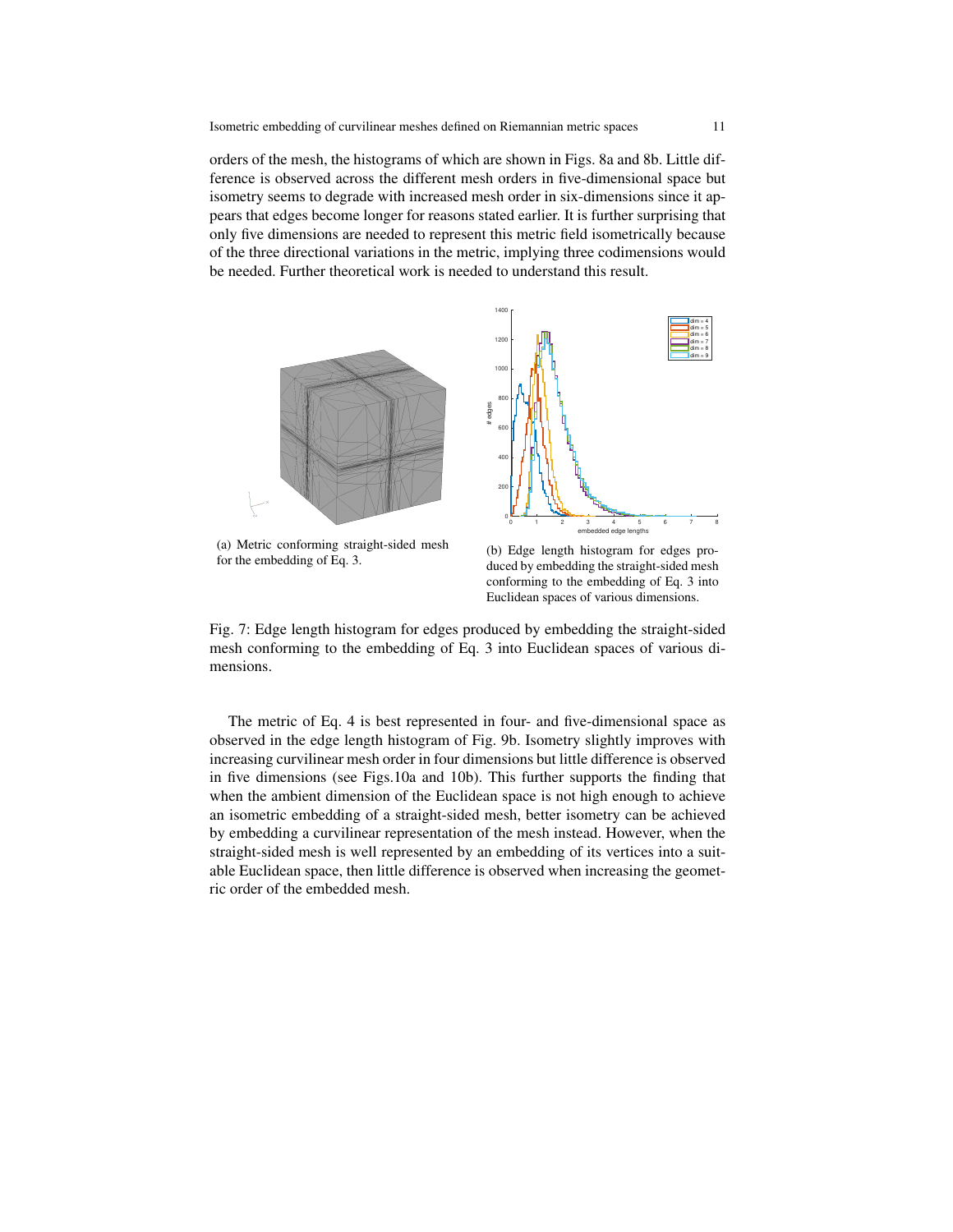orders of the mesh, the histograms of which are shown in Figs. 8a and 8b. Little difference is observed across the different mesh orders in five-dimensional space but isometry seems to degrade with increased mesh order in six-dimensions since it appears that edges become longer for reasons stated earlier. It is further surprising that only five dimensions are needed to represent this metric field isometrically because of the three directional variations in the metric, implying three codimensions would be needed. Further theoretical work is needed to understand this result.

(a) Metric conforming straight-sided mesh for the embedding of Eq. 3.

(b) Edge length histogram for edges produced by embedding the straight-sided mesh conforming to the embedding of Eq. 3 into Euclidean spaces of various dimensions.

Fig. 7: Edge length histogram for edges produced by embedding the straight-sided mesh conforming to the embedding of Eq. 3 into Euclidean spaces of various dimensions.

The metric of Eq. 4 is best represented in four- and five-dimensional space as observed in the edge length histogram of Fig. 9b. Isometry slightly improves with increasing curvilinear mesh order in four dimensions but little difference is observed in five dimensions (see Figs.10a and 10b). This further supports the finding that when the ambient dimension of the Euclidean space is not high enough to achieve an isometric embedding of a straight-sided mesh, better isometry can be achieved by embedding a curvilinear representation of the mesh instead. However, when the straight-sided mesh is well represented by an embedding of its vertices into a suitable Euclidean space, then little difference is observed when increasing the geometric order of the embedded mesh.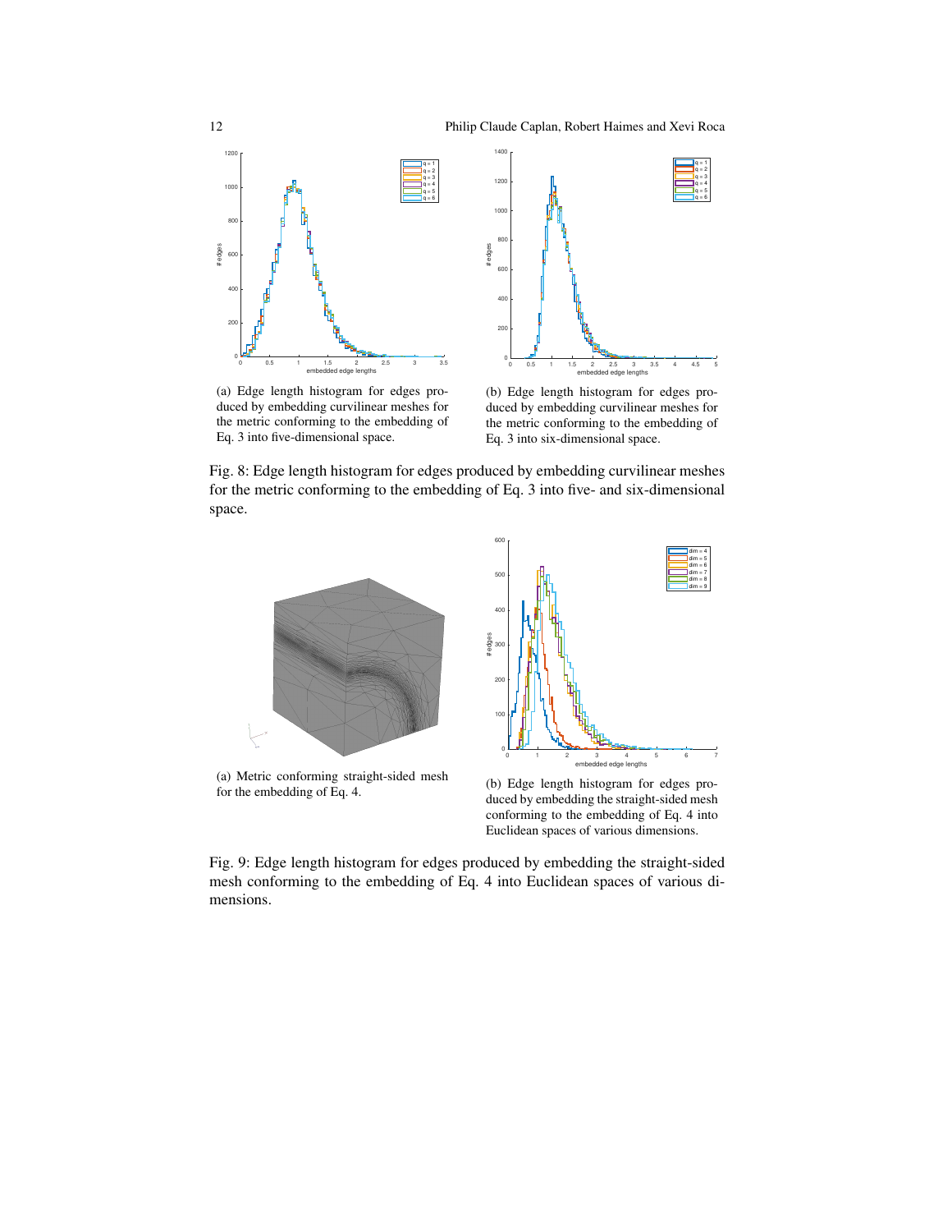1200

1000

800

600

400

200

0

0 0.5 1 1.5 2 2.5 3 3.5

# edges

embedded edge lengths

q = 1
q = 2
q = 3
q = 4
q = 5
q = 6

(a) Edge length histogram for edges produced by embedding curvilinear meshes for the metric conforming to the embedding of Eq. 3 into five-dimensional space.

1400

1200

1000

800

600

400

200

0

0 0.5 1 1.5 2 2.5 3 3.5 4 4.5 5

# edges

embedded edge lengths

q = 1
q = 2
q = 3
q = 4
q = 5
q = 6

(b) Edge length histogram for edges produced by embedding curvilinear meshes for the metric conforming to the embedding of Eq. 3 into six-dimensional space.

Fig. 8: Edge length histogram for edges produced by embedding curvilinear meshes for the metric conforming to the embedding of Eq. 3 into five- and six-dimensional space.

(a) Metric conforming straight-sided mesh for the embedding of Eq. 4.

600

500

400

300

200

100

0

0 1 2 3 4 5 6 7

# edges

embedded edge lengths

dim = 4
dim = 5
dim = 6
dim = 7
dim = 8
dim = 9

(b) Edge length histogram for edges produced by embedding the straight-sided mesh conforming to the embedding of Eq. 4 into Euclidean spaces of various dimensions.

Fig. 9: Edge length histogram for edges produced by embedding the straight-sided mesh conforming to the embedding of Eq. 4 into Euclidean spaces of various dimensions.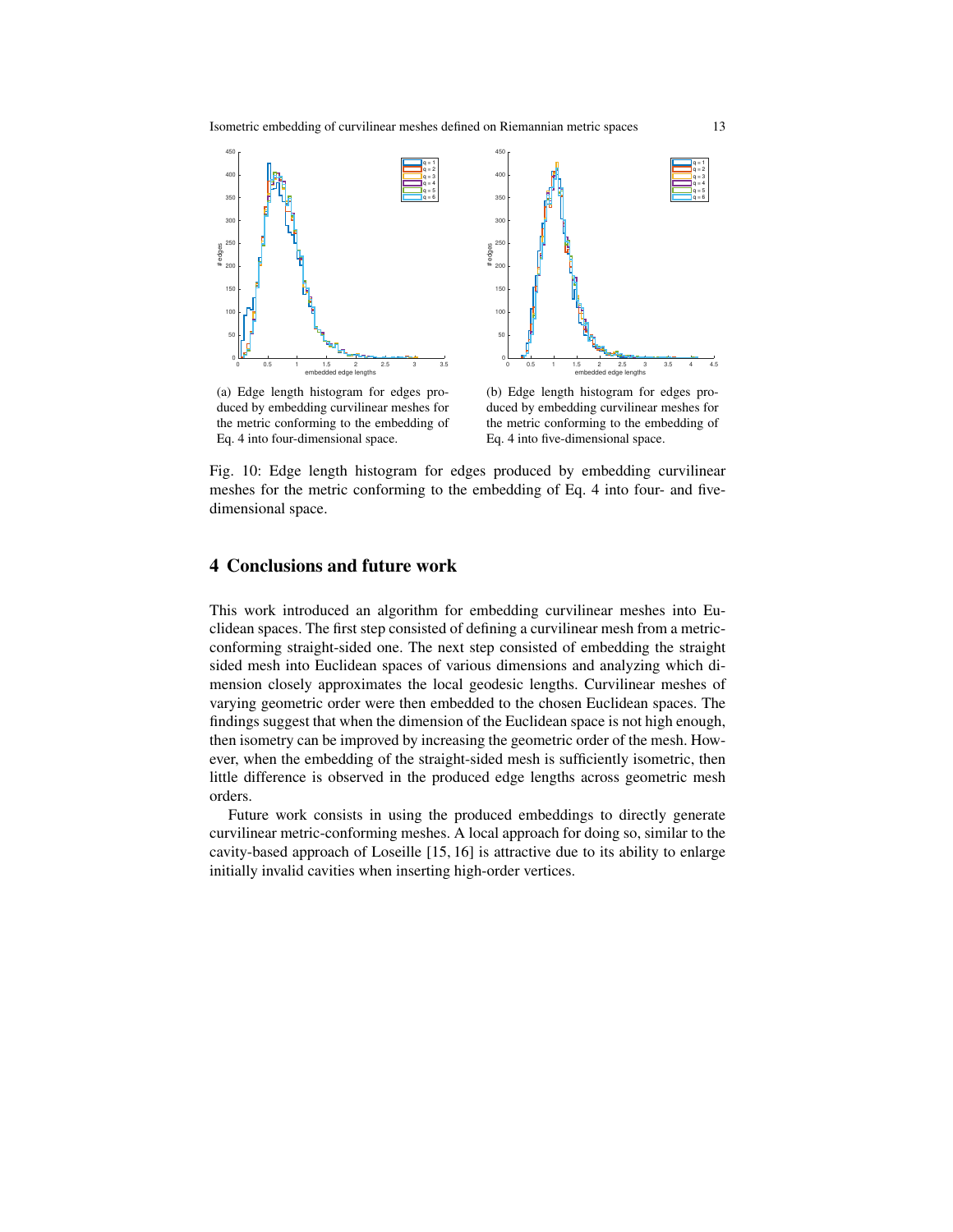450
400
350
300
250
200
150
100
50
0

# edges

0 0.5 1 1.5 2 2.5 3 3.5

embedded edge lengths

q = 1
q = 2
q = 3
q = 4
q = 5
q = 6

(a) Edge length histogram for edges produced by embedding curvilinear meshes for the metric conforming to the embedding of Eq. 4 into four-dimensional space.

450
400
350
300
250
200
150
100
50
0

# edges

0 0.5 1 1.5 2 2.5 3 3.5 4 4.5

embedded edge lengths

q = 1
q = 2
q = 3
q = 4
q = 5
q = 6

(b) Edge length histogram for edges produced by embedding curvilinear meshes for the metric conforming to the embedding of Eq. 4 into five-dimensional space.

Fig. 10: Edge length histogram for edges produced by embedding curvilinear meshes for the metric conforming to the embedding of Eq. 4 into four- and five-dimensional space.

## 4 Conclusions and future work

This work introduced an algorithm for embedding curvilinear meshes into Euclidean spaces. The first step consisted of defining a curvilinear mesh from a metric-conforming straight-sided one. The next step consisted of embedding the straight sided mesh into Euclidean spaces of various dimensions and analyzing which dimension closely approximates the local geodesic lengths. Curvilinear meshes of varying geometric order were then embedded to the chosen Euclidean spaces. The findings suggest that when the dimension of the Euclidean space is not high enough, then isometry can be improved by increasing the geometric order of the mesh. However, when the embedding of the straight-sided mesh is sufficiently isometric, then little difference is observed in the produced edge lengths across geometric mesh orders.

Future work consists in using the produced embeddings to directly generate curvilinear metric-conforming meshes. A local approach for doing so, similar to the cavity-based approach of Loseille [15, 16] is attractive due to its ability to enlarge initially invalid cavities when inserting high-order vertices.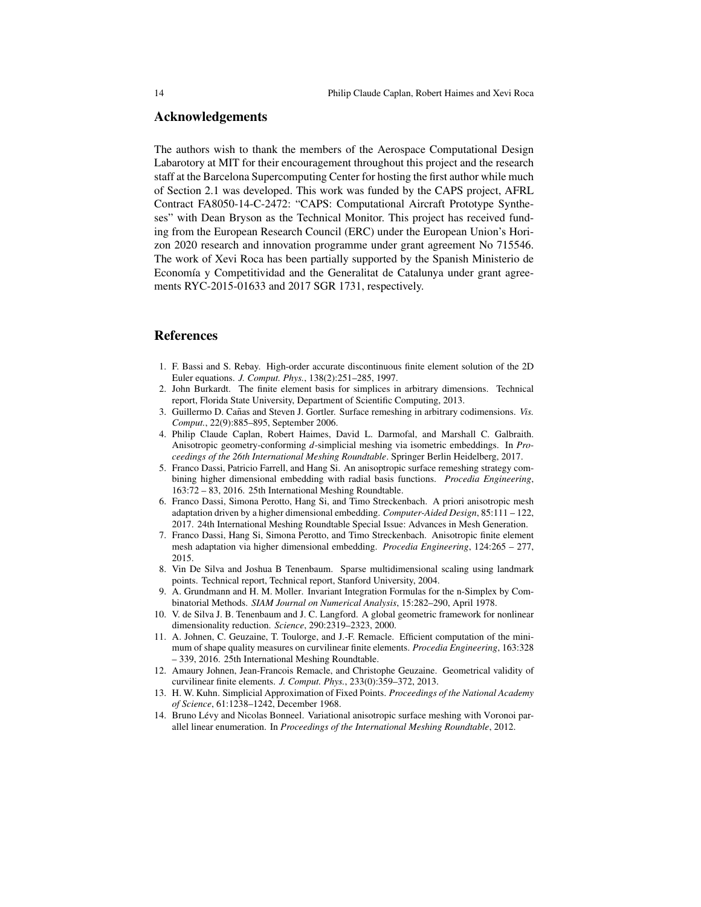## Acknowledgements

The authors wish to thank the members of the Aerospace Computational Design Labarotory at MIT for their encouragement throughout this project and the research staff at the Barcelona Supercomputing Center for hosting the first author while much of Section 2.1 was developed. This work was funded by the CAPS project, AFRL Contract FA8050-14-C-2472: "CAPS: Computational Aircraft Prototype Syntheses" with Dean Bryson as the Technical Monitor. This project has received funding from the European Research Council (ERC) under the European Union's Horizon 2020 research and innovation programme under grant agreement No 715546. The work of Xevi Roca has been partially supported by the Spanish Ministerio de Economía y Competitividad and the Generalitat de Catalunya under grant agreements RYC-2015-01633 and 2017 SGR 1731, respectively.

## References

1. F. Bassi and S. Rebay. High-order accurate discontinuous finite element solution of the 2D Euler equations. *J. Comput. Phys.*, 138(2):251–285, 1997.
2. John Burkardt. The finite element basis for simplices in arbitrary dimensions. Technical report, Florida State University, Department of Scientific Computing, 2013.
3. Guillermo D. Cañas and Steven J. Gortler. Surface remeshing in arbitrary codimensions. *Vis. Comput.*, 22(9):885–895, September 2006.
4. Philip Claude Caplan, Robert Haimes, David L. Darmofal, and Marshall C. Galbraith. Anisotropic geometry-conforming $d$-simplicial meshing via isometric embeddings. In *Proceedings of the 26th International Meshing Roundtable*. Springer Berlin Heidelberg, 2017.
5. Franco Dassi, Patricio Farrell, and Hang Si. An anisoptropic surface remeshing strategy combining higher dimensional embedding with radial basis functions. *Procedia Engineering*, 163:72 – 83, 2016. 25th International Meshing Roundtable.
6. Franco Dassi, Simona Perotto, Hang Si, and Timo Streckenbach. A priori anisotropic mesh adaptation driven by a higher dimensional embedding. *Computer-Aided Design*, 85:111 – 122, 2017. 24th International Meshing Roundtable Special Issue: Advances in Mesh Generation.
7. Franco Dassi, Hang Si, Simona Perotto, and Timo Streckenbach. Anisotropic finite element mesh adaptation via higher dimensional embedding. *Procedia Engineering*, 124:265 – 277, 2015.
8. Vin De Silva and Joshua B Tenenbaum. Sparse multidimensional scaling using landmark points. Technical report, Technical report, Stanford University, 2004.
9. A. Grundmann and H. M. Moller. Invariant Integration Formulas for the n-Simplex by Combinatorial Methods. *SIAM Journal on Numerical Analysis*, 15:282–290, April 1978.
10. V. de Silva J. B. Tenenbaum and J. C. Langford. A global geometric framework for nonlinear dimensionality reduction. *Science*, 290:2319–2323, 2000.
11. A. Johnen, C. Geuzaine, T. Toulorge, and J.-F. Remacle. Efficient computation of the minimum of shape quality measures on curvilinear finite elements. *Procedia Engineering*, 163:328 – 339, 2016. 25th International Meshing Roundtable.
12. Amaury Johnen, Jean-Francois Remacle, and Christophe Geuzaine. Geometrical validity of curvilinear finite elements. *J. Comput. Phys.*, 233(0):359–372, 2013.
13. H. W. Kuhn. Simplicial Approximation of Fixed Points. *Proceedings of the National Academy of Science*, 61:1238–1242, December 1968.
14. Bruno Lévy and Nicolas Bonneel. Variational anisotropic surface meshing with Voronoi parallel linear enumeration. In *Proceedings of the International Meshing Roundtable*, 2012.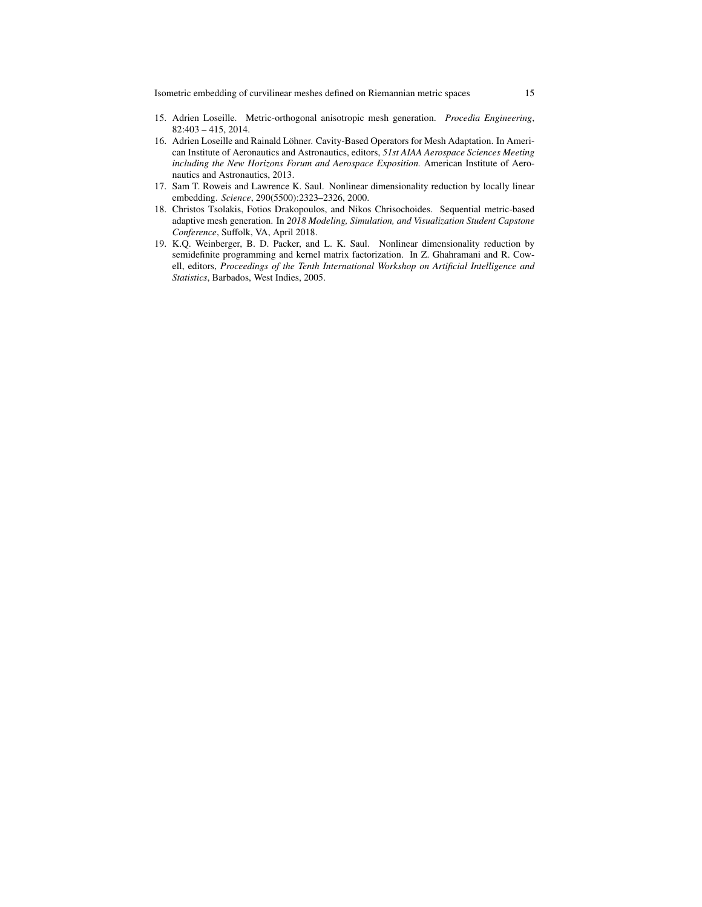15. Adrien Loseille. Metric-orthogonal anisotropic mesh generation. *Procedia Engineering*, 82:403 – 415, 2014.
16. Adrien Loseille and Rainald Löhner. Cavity-Based Operators for Mesh Adaptation. In American Institute of Aeronautics and Astronautics, editors, *51st AIAA Aerospace Sciences Meeting including the New Horizons Forum and Aerospace Exposition.* American Institute of Aeronautics and Astronautics, 2013.
17. Sam T. Roweis and Lawrence K. Saul. Nonlinear dimensionality reduction by locally linear embedding. *Science*, 290(5500):2323–2326, 2000.
18. Christos Tsolakis, Fotios Drakopoulos, and Nikos Chrisochoides. Sequential metric-based adaptive mesh generation. In *2018 Modeling, Simulation, and Visualization Student Capstone Conference*, Suffolk, VA, April 2018.
19. K.Q. Weinberger, B. D. Packer, and L. K. Saul. Nonlinear dimensionality reduction by semidefinite programming and kernel matrix factorization. In Z. Ghahramani and R. Cowell, editors, *Proceedings of the Tenth International Workshop on Artificial Intelligence and Statistics*, Barbados, West Indies, 2005.